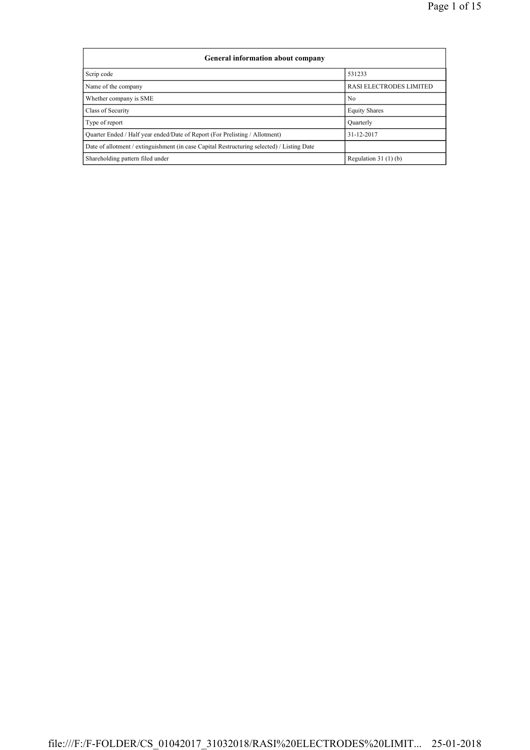| General information about company | |
|---|---|
| Scrip code | 531233 |
| Name of the company | RASI ELECTRODES LIMITED |
| Whether company is SME | No |
| Class of Security | Equity Shares |
| Type of report | Quarterly |
| Quarter Ended / Half year ended/Date of Report (For Prelisting / Allotment) | 31-12-2017 |
| Date of allotment / extinguishment (in case Capital Restructuring selected) / Listing Date | |
| Shareholding pattern filed under | Regulation 31 (1) (b) |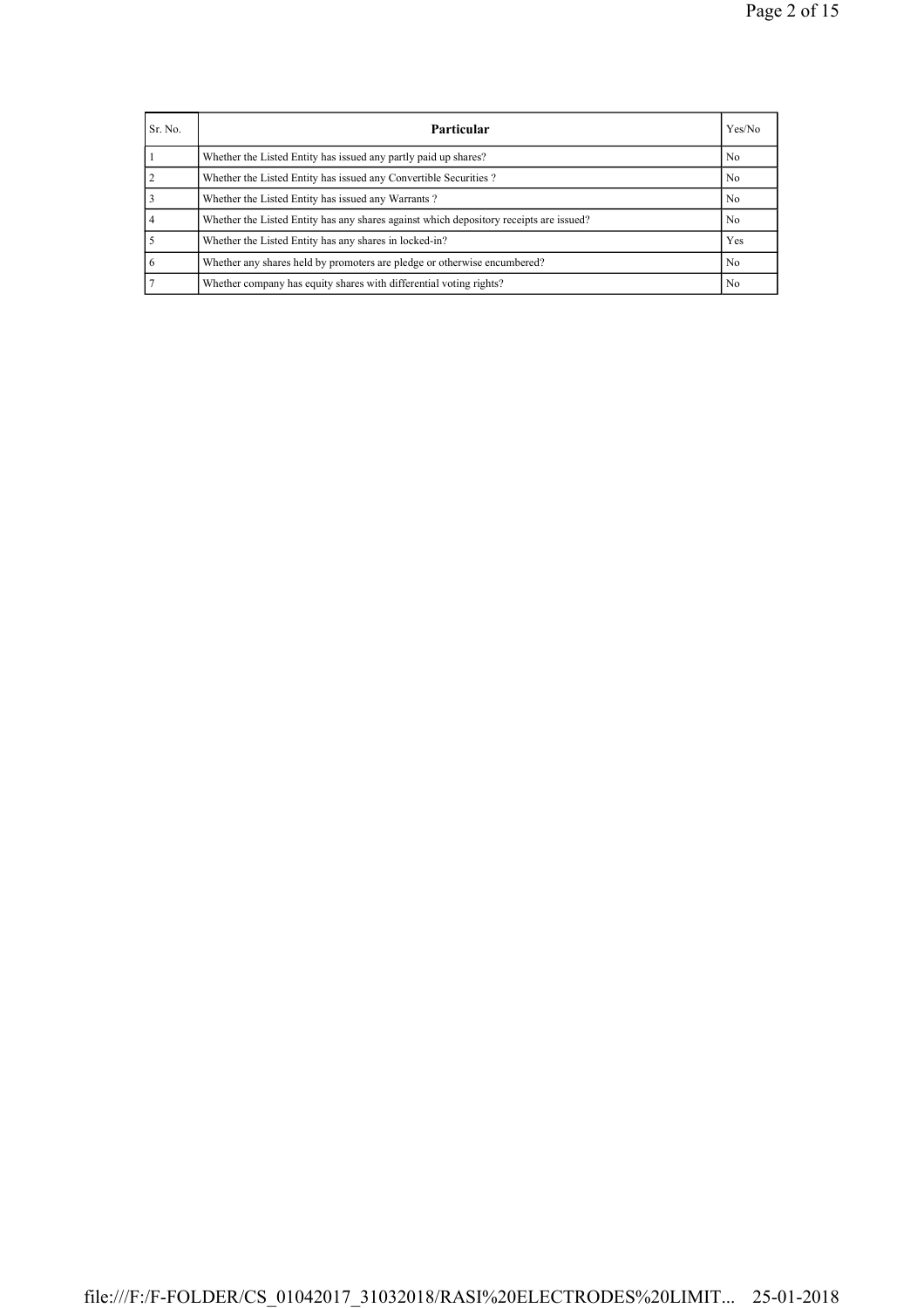| Sr. No. | **Particular** | Yes/No |
|---|---|---|
| 1 | Whether the Listed Entity has issued any partly paid up shares? | No |
| 2 | Whether the Listed Entity has issued any Convertible Securities ? | No |
| 3 | Whether the Listed Entity has issued any Warrants ? | No |
| 4 | Whether the Listed Entity has any shares against which depository receipts are issued? | No |
| 5 | Whether the Listed Entity has any shares in locked-in? | Yes |
| 6 | Whether any shares held by promoters are pledge or otherwise encumbered? | No |
| 7 | Whether company has equity shares with differential voting rights? | No |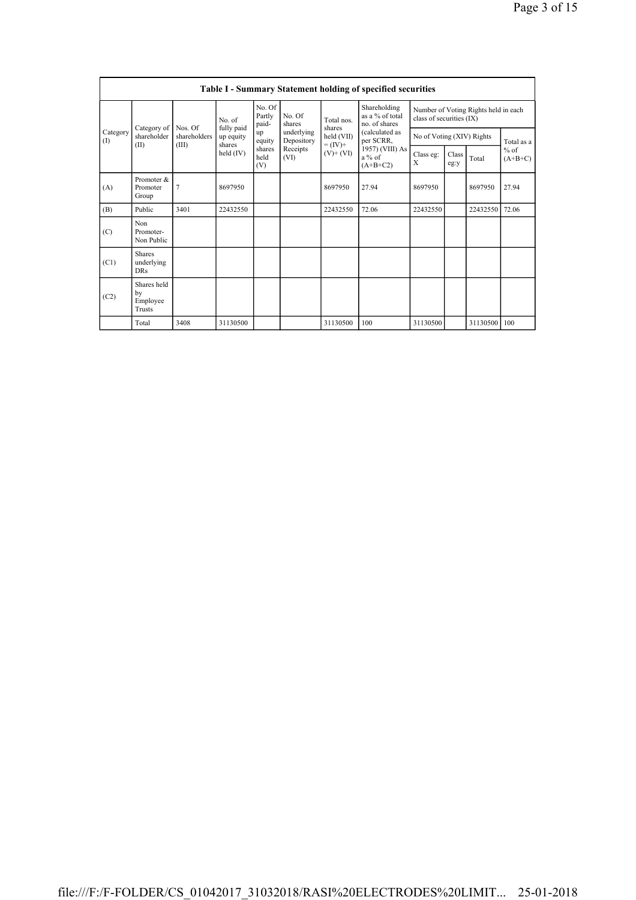| Table I - Summary Statement holding of specified securities | | | | | | | | | | | | |
|---|---|---|---|---|---|---|---|---|---|---|---|---|
| Category (I) | Category of shareholder (II) | Nos. Of shareholders (III) | No. of fully paid up equity shares held (IV) | No. Of Partly paid-up equity shares held (V) | No. Of shares underlying Depository Receipts (VI) | Total nos. shares held (VII) = (IV)+ (V)+ (VI) | Shareholding as a % of total no. of shares (calculated as per SCRR, 1957) (VIII) As a % of (A+B+C2) | Number of Voting Rights held in each class of securities (IX) | | | |
| | | | | | | | | No of Voting (XIV) Rights | | | Total as a % of (A+B+C) |
| | | | | | | | | Class eg: X | Class eg:y | Total | |
| (A) | Promoter & Promoter Group | 7 | 8697950 | | | 8697950 | 27.94 | 8697950 | | 8697950 | 27.94 |
| (B) | Public | 3401 | 22432550 | | | 22432550 | 72.06 | 22432550 | | 22432550 | 72.06 |
| (C) | Non Promoter- Non Public | | | | | | | | | | |
| (C1) | Shares underlying DRs | | | | | | | | | | |
| (C2) | Shares held by Employee Trusts | | | | | | | | | | |
| | Total | 3408 | 31130500 | | | 31130500 | 100 | 31130500 | | 31130500 | 100 |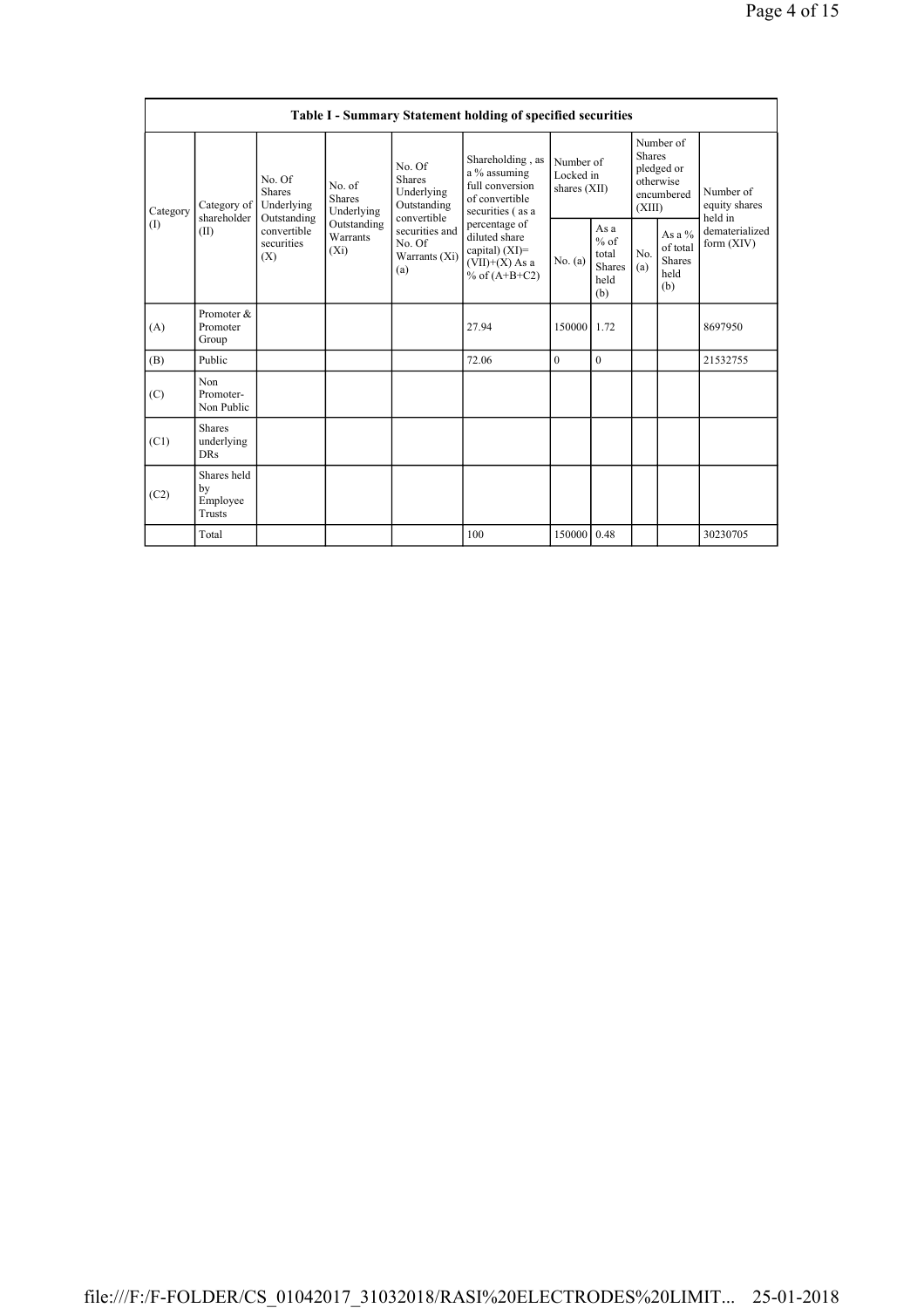| Table I - Summary Statement holding of specified securities | | | | | | | | | | | |
|---|---|---|---|---|---|---|---|---|---|---|---|
| Category (I) | Category of shareholder (II) | No. Of Shares Underlying Outstanding convertible securities (X) | No. of Shares Underlying Outstanding Warrants (Xi) | No. Of Shares Underlying Outstanding convertible securities and No. Of Warrants (Xi) (a) | Shareholding , as a % assuming full conversion of convertible securities ( as a percentage of diluted share capital) (XI)= (VII)+(X) As a % of (A+B+C2) | Number of Locked in shares (XII) | | Number of Shares pledged or otherwise encumbered (XIII) | | Number of equity shares held in dematerialized form (XIV) |
| | | | | | | No. (a) | As a % of total Shares held (b) | No. (a) | As a % of total Shares held (b) | |
| (A) | Promoter & Promoter Group | | | | 27.94 | 150000 | 1.72 | | | 8697950 |
| (B) | Public | | | | 72.06 | 0 | 0 | | | 21532755 |
| (C) | Non Promoter- Non Public | | | | | | | | | |
| (C1) | Shares underlying DRs | | | | | | | | | |
| (C2) | Shares held by Employee Trusts | | | | | | | | | |
| | Total | | | | 100 | 150000 | 0.48 | | | 30230705 |

file:///F:/F-FOLDER/CS_01042017_31032018/RASI%20ELECTRODES%20LIMIT... 25-01-2018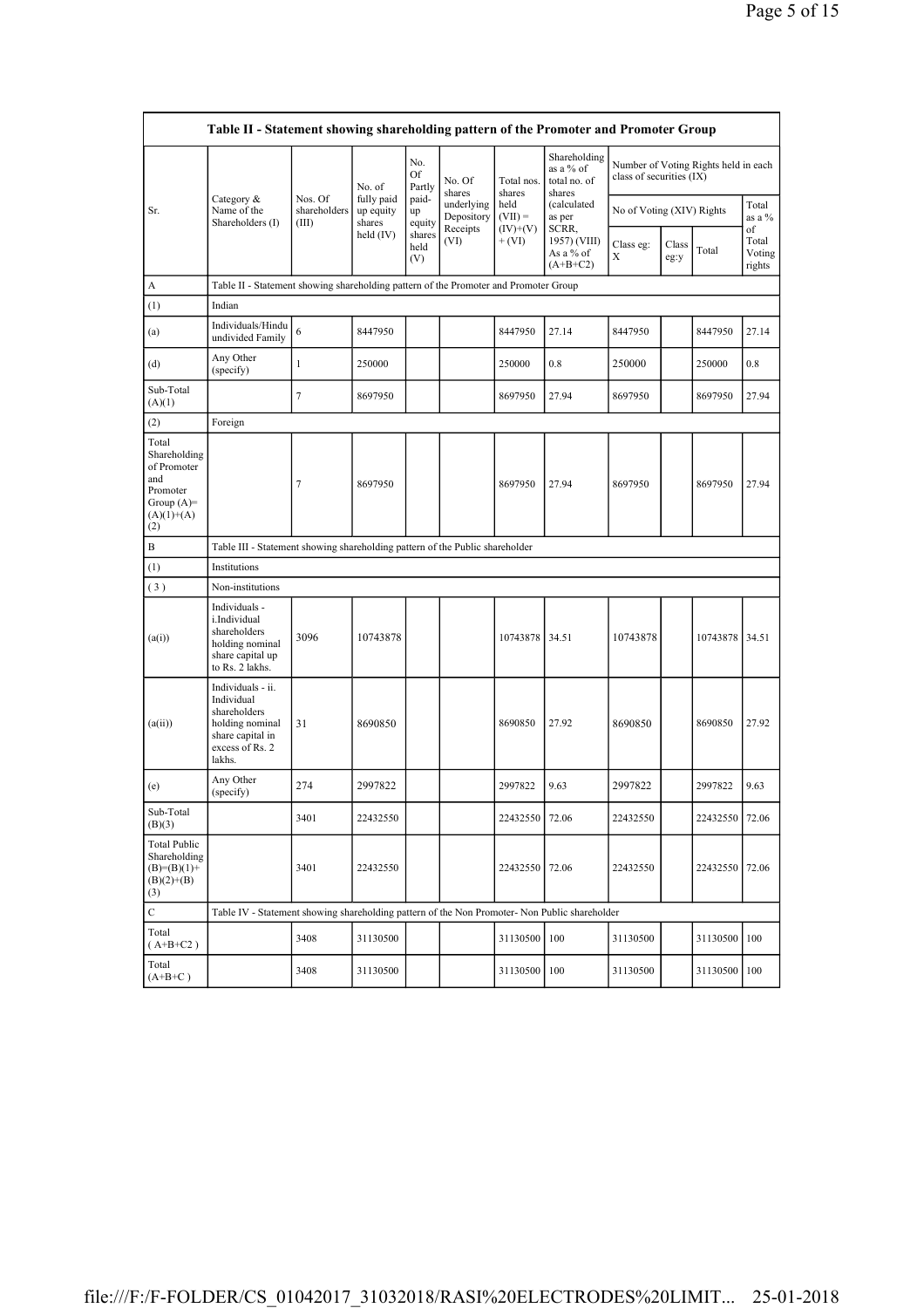| Table II - Statement showing shareholding pattern of the Promoter and Promoter Group | | | | | | | | | | | | |
|---|---|---|---|---|---|---|---|---|---|---|---|---|
| Sr. | Category & Name of the Shareholders (I) | Nos. Of shareholders (III) | No. of fully paid up equity shares held (IV) | No. Of Partly paid-up equity shares held (V) | No. Of shares underlying Depository Receipts (VI) | Total nos. shares held (VII) = (IV)+(V)+ (VI) | Shareholding as a % of total no. of shares (calculated as per SCRR, 1957) (VIII) As a % of (A+B+C2) | Number of Voting Rights held in each class of securities (IX) | | | |
| | | | | | | | | No of Voting (XIV) Rights | | | Total as a % of Total Voting rights |
| | | | | | | | | Class eg: X | Class eg:y | Total | |
| A | Table II - Statement showing shareholding pattern of the Promoter and Promoter Group | | | | | | | | | | |
| (1) | Indian | | | | | | | | | | |
| (a) | Individuals/Hindu undivided Family | 6 | 8447950 | | | 8447950 | 27.14 | 8447950 | | 8447950 | 27.14 |
| (d) | Any Other (specify) | 1 | 250000 | | | 250000 | 0.8 | 250000 | | 250000 | 0.8 |
| Sub-Total (A)(1) | | 7 | 8697950 | | | 8697950 | 27.94 | 8697950 | | 8697950 | 27.94 |
| (2) | Foreign | | | | | | | | | | |
| Total Shareholding of Promoter and Promoter Group (A)=(A)(1)+(A)(2) | | 7 | 8697950 | | | 8697950 | 27.94 | 8697950 | | 8697950 | 27.94 |
| B | Table III - Statement showing shareholding pattern of the Public shareholder | | | | | | | | | | |
| (1) | Institutions | | | | | | | | | | |
| ( 3 ) | Non-institutions | | | | | | | | | | |
| (a(i)) | Individuals - i.Individual shareholders holding nominal share capital up to Rs. 2 lakhs. | 3096 | 10743878 | | | 10743878 | 34.51 | 10743878 | | 10743878 | 34.51 |
| (a(ii)) | Individuals - ii. Individual shareholders holding nominal share capital in excess of Rs. 2 lakhs. | 31 | 8690850 | | | 8690850 | 27.92 | 8690850 | | 8690850 | 27.92 |
| (e) | Any Other (specify) | 274 | 2997822 | | | 2997822 | 9.63 | 2997822 | | 2997822 | 9.63 |
| Sub-Total (B)(3) | | 3401 | 22432550 | | | 22432550 | 72.06 | 22432550 | | 22432550 | 72.06 |
| Total Public Shareholding (B)=(B)(1)+(B)(2)+(B)(3) | | 3401 | 22432550 | | | 22432550 | 72.06 | 22432550 | | 22432550 | 72.06 |
| C | Table IV - Statement showing shareholding pattern of the Non Promoter- Non Public shareholder | | | | | | | | | | |
| Total ( A+B+C2 ) | | 3408 | 31130500 | | | 31130500 | 100 | 31130500 | | 31130500 | 100 |
| Total (A+B+C ) | | 3408 | 31130500 | | | 31130500 | 100 | 31130500 | | 31130500 | 100 |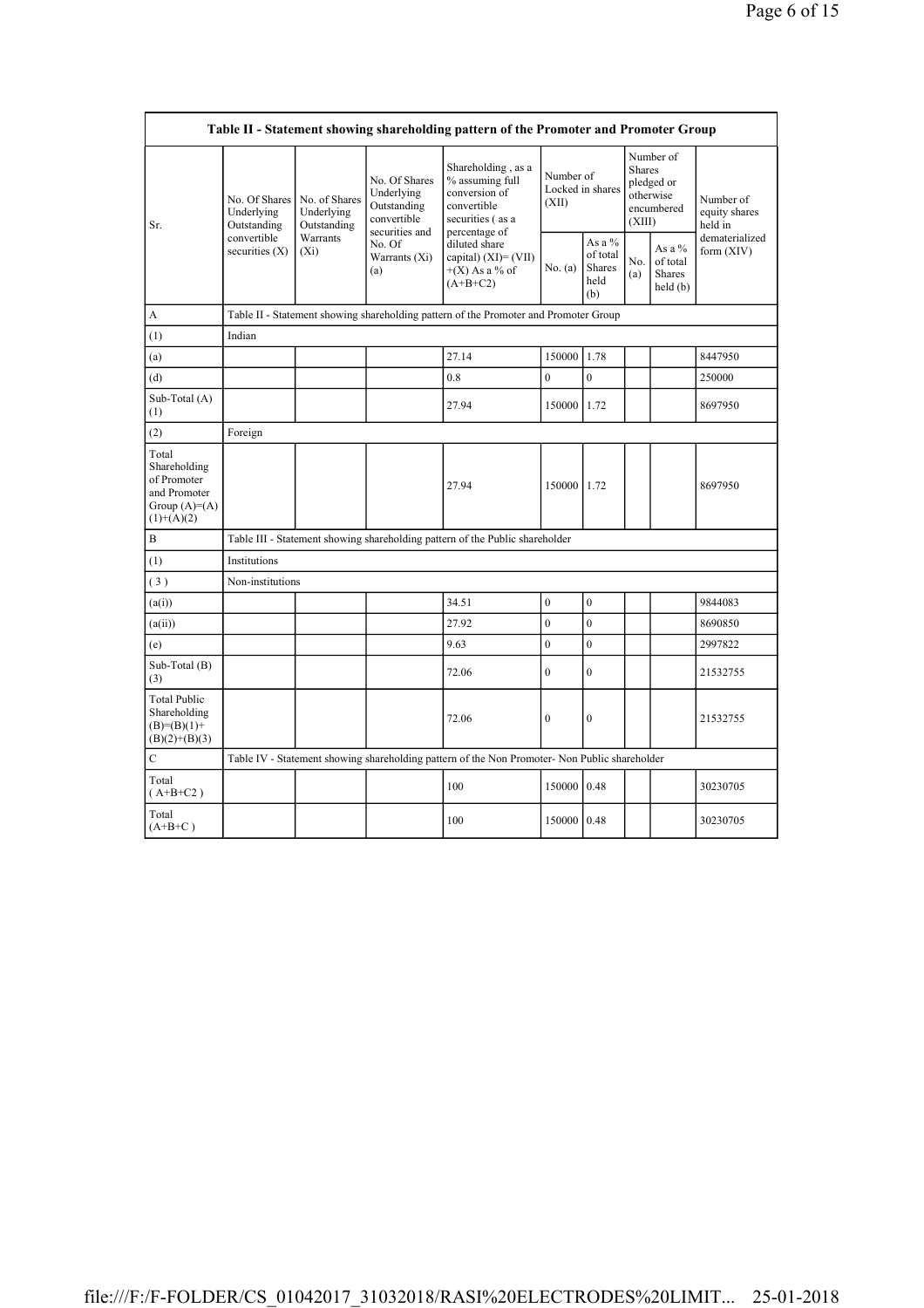| Table II - Statement showing shareholding pattern of the Promoter and Promoter Group | | | | | | | | | | |
|---|---|---|---|---|---|---|---|---|---|---|
| Sr. | No. Of Shares Underlying Outstanding convertible securities (X) | No. of Shares Underlying Outstanding Warrants (Xi) | No. Of Shares Underlying Outstanding convertible securities and No. Of Warrants (Xi) (a) | Shareholding , as a % assuming full conversion of convertible securities ( as a percentage of diluted share capital) (XI)= (VII)+(X) As a % of (A+B+C2) | Number of Locked in shares (XII) | | Number of Shares pledged or otherwise encumbered (XIII) | | Number of equity shares held in dematerialized form (XIV) |
| | | | | | No. (a) | As a % of total Shares held (b) | No. (a) | As a % of total Shares held (b) | |
| A | Table II - Statement showing shareholding pattern of the Promoter and Promoter Group | | | | | | | | |
| (1) | Indian | | | | | | | | |
| (a) | | | | 27.14 | 150000 | 1.78 | | | 8447950 |
| (d) | | | | 0.8 | 0 | 0 | | | 250000 |
| Sub-Total (A) (1) | | | | 27.94 | 150000 | 1.72 | | | 8697950 |
| (2) | Foreign | | | | | | | | |
| Total Shareholding of Promoter and Promoter Group (A)=(A)(1)+(A)(2) | | | | 27.94 | 150000 | 1.72 | | | 8697950 |
| B | Table III - Statement showing shareholding pattern of the Public shareholder | | | | | | | | |
| (1) | Institutions | | | | | | | | |
| (3) | Non-institutions | | | | | | | | |
| (a(i)) | | | | 34.51 | 0 | 0 | | | 9844083 |
| (a(ii)) | | | | 27.92 | 0 | 0 | | | 8690850 |
| (e) | | | | 9.63 | 0 | 0 | | | 2997822 |
| Sub-Total (B) (3) | | | | 72.06 | 0 | 0 | | | 21532755 |
| Total Public Shareholding (B)=(B)(1)+(B)(2)+(B)(3) | | | | 72.06 | 0 | 0 | | | 21532755 |
| C | Table IV - Statement showing shareholding pattern of the Non Promoter- Non Public shareholder | | | | | | | | |
| Total ( A+B+C2 ) | | | | 100 | 150000 | 0.48 | | | 30230705 |
| Total (A+B+C ) | | | | 100 | 150000 | 0.48 | | | 30230705 |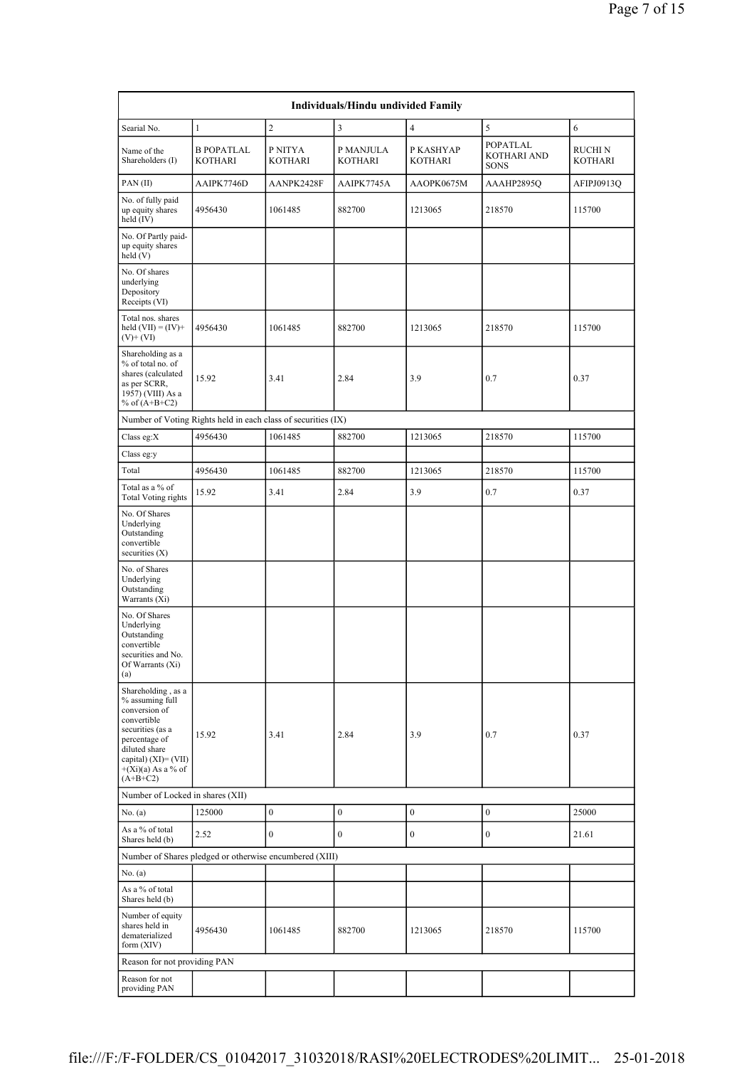| Individuals/Hindu undivided Family | | | | | | |
|---|---|---|---|---|---|---|
| Searial No. | 1 | 2 | 3 | 4 | 5 | 6 |
| Name of the Shareholders (I) | B POPATLAL KOTHARI | P NITYA KOTHARI | P MANJULA KOTHARI | P KASHYAP KOTHARI | POPATLAL KOTHARI AND SONS | RUCHI N KOTHARI |
| PAN (II) | AAIPK7746D | AANPK2428F | AAIPK7745A | AAOPK0675M | AAAHP2895Q | AFIPJ0913Q |
| No. of fully paid up equity shares held (IV) | 4956430 | 1061485 | 882700 | 1213065 | 218570 | 115700 |
| No. Of Partly paid-up equity shares held (V) | | | | | | |
| No. Of shares underlying Depository Receipts (VI) | | | | | | |
| Total nos. shares held (VII) = (IV)+ (V)+ (VI) | 4956430 | 1061485 | 882700 | 1213065 | 218570 | 115700 |
| Shareholding as a % of total no. of shares (calculated as per SCRR, 1957) (VIII) As a % of (A+B+C2) | 15.92 | 3.41 | 2.84 | 3.9 | 0.7 | 0.37 |
| Number of Voting Rights held in each class of securities (IX) | | | | | | |
| Class eg:X | 4956430 | 1061485 | 882700 | 1213065 | 218570 | 115700 |
| Class eg:y | | | | | | |
| Total | 4956430 | 1061485 | 882700 | 1213065 | 218570 | 115700 |
| Total as a % of Total Voting rights | 15.92 | 3.41 | 2.84 | 3.9 | 0.7 | 0.37 |
| No. Of Shares Underlying Outstanding convertible securities (X) | | | | | | |
| No. of Shares Underlying Outstanding Warrants (Xi) | | | | | | |
| No. Of Shares Underlying Outstanding convertible securities and No. Of Warrants (Xi) (a) | | | | | | |
| Shareholding , as a % assuming full conversion of convertible securities (as a percentage of diluted share capital) (XI)= (VII)+(Xi)(a) As a % of (A+B+C2) | 15.92 | 3.41 | 2.84 | 3.9 | 0.7 | 0.37 |
| Number of Locked in shares (XII) | | | | | | |
| No. (a) | 125000 | 0 | 0 | 0 | 0 | 25000 |
| As a % of total Shares held (b) | 2.52 | 0 | 0 | 0 | 0 | 21.61 |
| Number of Shares pledged or otherwise encumbered (XIII) | | | | | | |
| No. (a) | | | | | | |
| As a % of total Shares held (b) | | | | | | |
| Number of equity shares held in dematerialized form (XIV) | 4956430 | 1061485 | 882700 | 1213065 | 218570 | 115700 |
| Reason for not providing PAN | | | | | | |
| Reason for not providing PAN | | | | | | |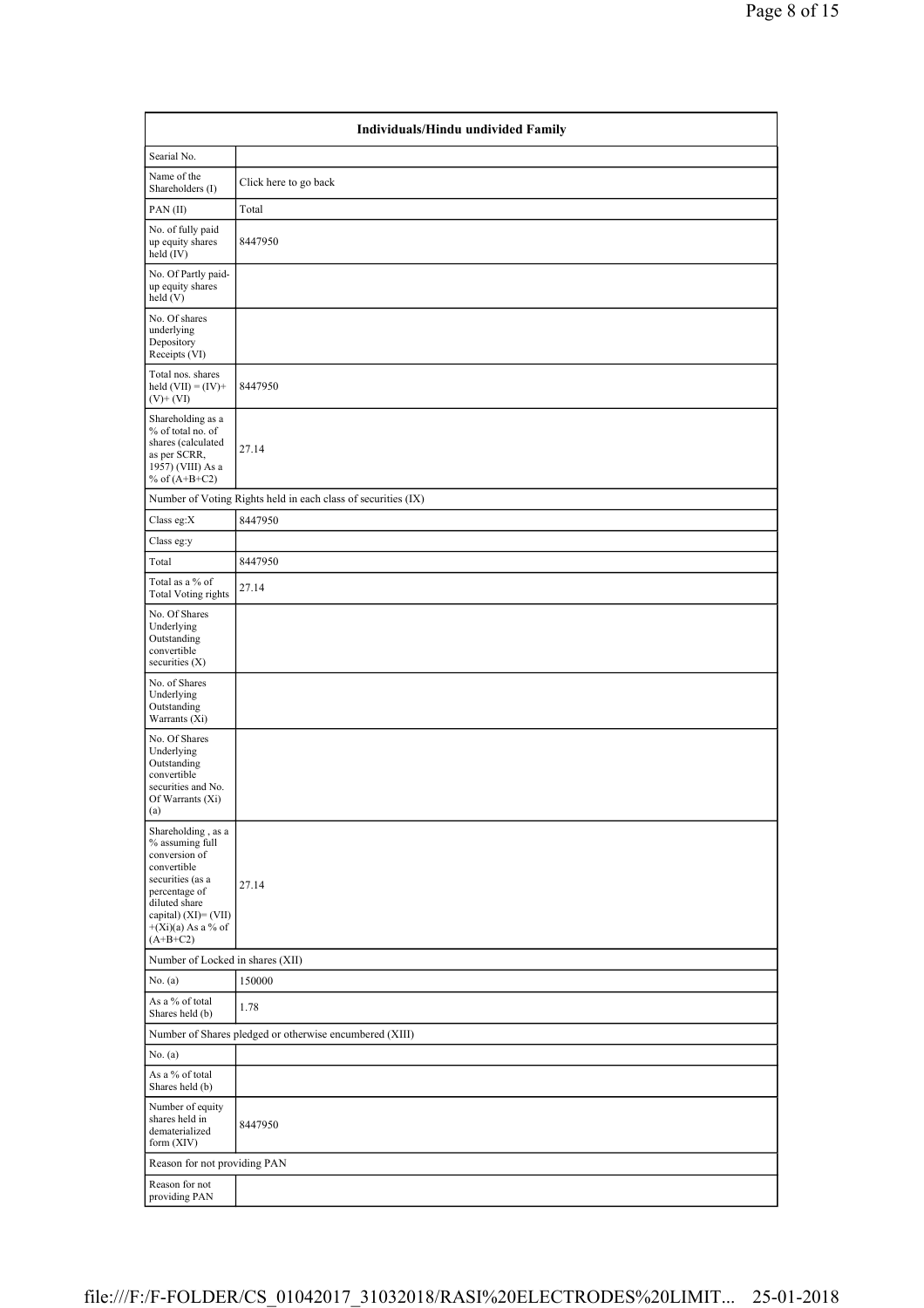| Individuals/Hindu undivided Family | |
|---|---|
| Searial No. | |
| Name of the Shareholders (I) | Click here to go back |
| PAN (II) | Total |
| No. of fully paid up equity shares held (IV) | 8447950 |
| No. Of Partly paid-up equity shares held (V) | |
| No. Of shares underlying Depository Receipts (VI) | |
| Total nos. shares held (VII) = (IV)+ (V)+ (VI) | 8447950 |
| Shareholding as a % of total no. of shares (calculated as per SCRR, 1957) (VIII) As a % of (A+B+C2) | 27.14 |
| Number of Voting Rights held in each class of securities (IX) | |
| Class eg:X | 8447950 |
| Class eg:y | |
| Total | 8447950 |
| Total as a % of Total Voting rights | 27.14 |
| No. Of Shares Underlying Outstanding convertible securities (X) | |
| No. of Shares Underlying Outstanding Warrants (Xi) | |
| No. Of Shares Underlying Outstanding convertible securities and No. Of Warrants (Xi) (a) | |
| Shareholding , as a % assuming full conversion of convertible securities (as a percentage of diluted share capital) (XI)= (VII)+(Xi)(a) As a % of (A+B+C2) | 27.14 |
| Number of Locked in shares (XII) | |
| No. (a) | 150000 |
| As a % of total Shares held (b) | 1.78 |
| Number of Shares pledged or otherwise encumbered (XIII) | |
| No. (a) | |
| As a % of total Shares held (b) | |
| Number of equity shares held in dematerialized form (XIV) | 8447950 |
| Reason for not providing PAN | |
| Reason for not providing PAN | |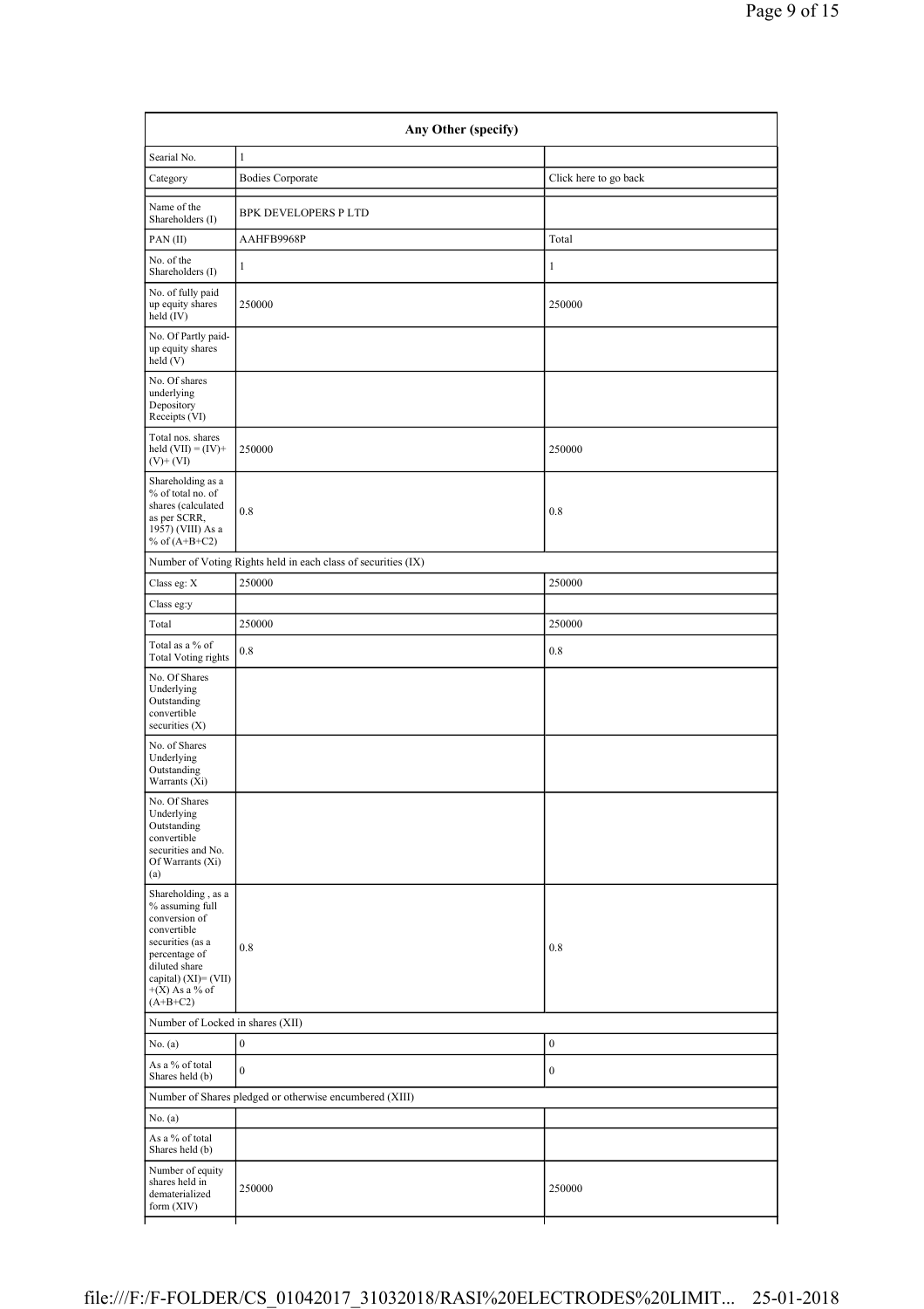| Any Other (specify) | | |
|---|---|---|
| Searial No. | 1 | |
| Category | Bodies Corporate | Click here to go back |
| Name of the Shareholders (I) | BPK DEVELOPERS P LTD | |
| PAN (II) | AAHFB9968P | Total |
| No. of the Shareholders (I) | 1 | 1 |
| No. of fully paid up equity shares held (IV) | 250000 | 250000 |
| No. Of Partly paid-up equity shares held (V) | | |
| No. Of shares underlying Depository Receipts (VI) | | |
| Total nos. shares held (VII) = (IV)+(V)+ (VI) | 250000 | 250000 |
| Shareholding as a % of total no. of shares (calculated as per SCRR, 1957) (VIII) As a % of (A+B+C2) | 0.8 | 0.8 |
| Number of Voting Rights held in each class of securities (IX) | | |
| Class eg: X | 250000 | 250000 |
| Class eg:y | | |
| Total | 250000 | 250000 |
| Total as a % of Total Voting rights | 0.8 | 0.8 |
| No. Of Shares Underlying Outstanding convertible securities (X) | | |
| No. of Shares Underlying Outstanding Warrants (Xi) | | |
| No. Of Shares Underlying Outstanding convertible securities and No. Of Warrants (Xi) (a) | | |
| Shareholding , as a % assuming full conversion of convertible securities (as a percentage of diluted share capital) (XI)= (VII)+(X) As a % of (A+B+C2) | 0.8 | 0.8 |
| Number of Locked in shares (XII) | | |
| No. (a) | 0 | 0 |
| As a % of total Shares held (b) | 0 | 0 |
| Number of Shares pledged or otherwise encumbered (XIII) | | |
| No. (a) | | |
| As a % of total Shares held (b) | | |
| Number of equity shares held in dematerialized form (XIV) | 250000 | 250000 |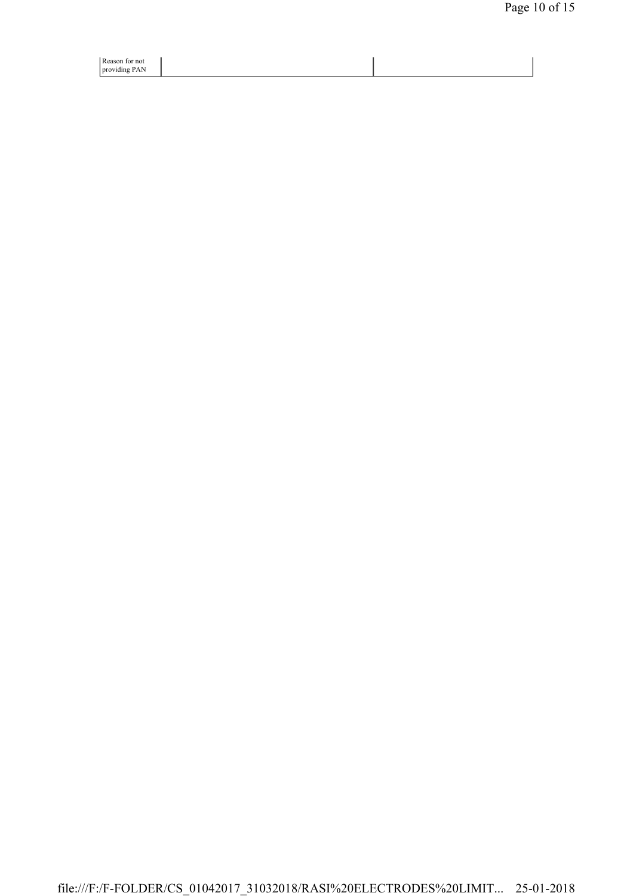| Reason for not providing PAN | | |
| --- | --- | --- |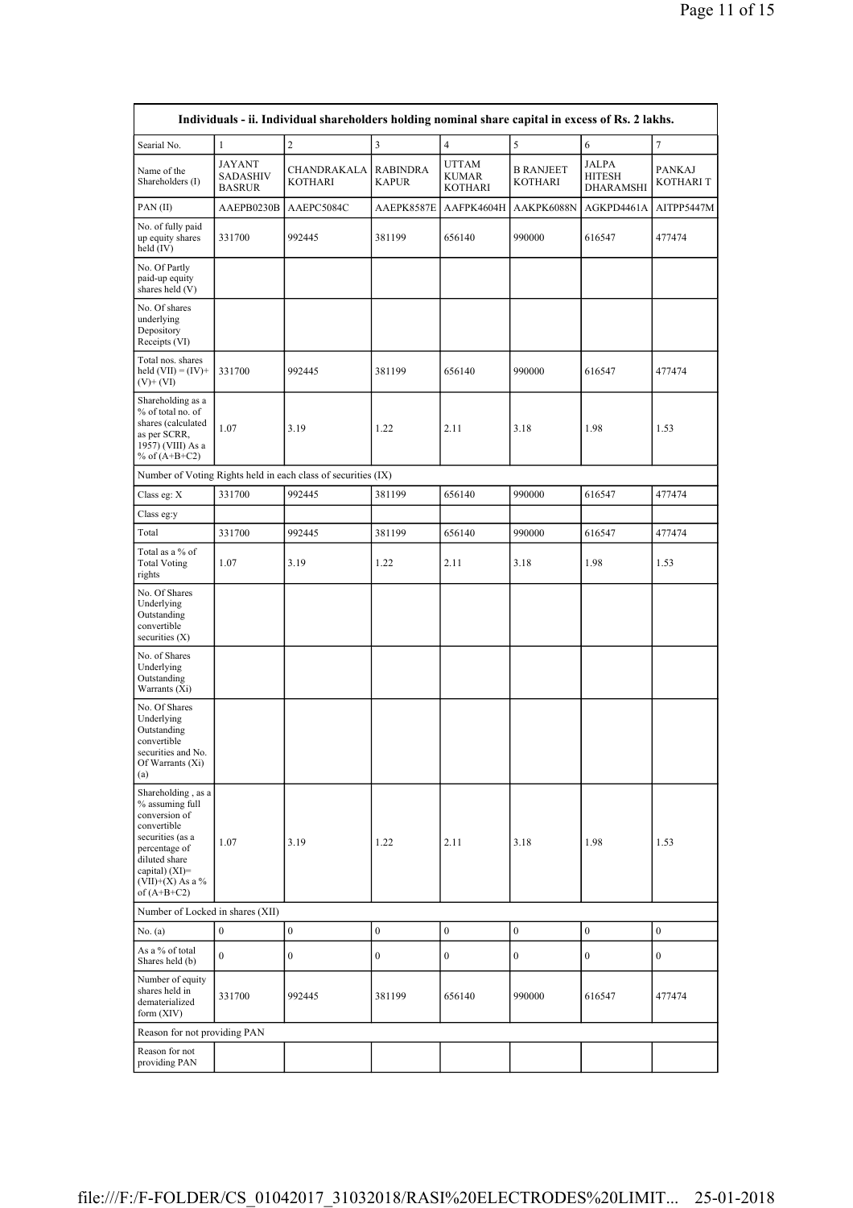| Individuals - ii. Individual shareholders holding nominal share capital in excess of Rs. 2 lakhs. | | | | | | | |
|---|---|---|---|---|---|---|---|
| Searial No. | 1 | 2 | 3 | 4 | 5 | 6 | 7 |
| Name of the Shareholders (I) | JAYANT SADASHIV BASRUR | CHANDRAKALA KOTHARI | RABINDRA KAPUR | UTTAM KUMAR KOTHARI | B RANJEET KOTHARI | JALPA HITESH DHARAMSHI | PANKAJ KOTHARI T |
| PAN (II) | AAEPB0230B | AAEPC5084C | AAEPK8587E | AAFPK4604H | AAKPK6088N | AGKPD4461A | AITPP5447M |
| No. of fully paid up equity shares held (IV) | 331700 | 992445 | 381199 | 656140 | 990000 | 616547 | 477474 |
| No. Of Partly paid-up equity shares held (V) | | | | | | | |
| No. Of shares underlying Depository Receipts (VI) | | | | | | | |
| Total nos. shares held (VII) = (IV)+(V)+ (VI) | 331700 | 992445 | 381199 | 656140 | 990000 | 616547 | 477474 |
| Shareholding as a % of total no. of shares (calculated as per SCRR, 1957) (VIII) As a % of (A+B+C2) | 1.07 | 3.19 | 1.22 | 2.11 | 3.18 | 1.98 | 1.53 |
| Number of Voting Rights held in each class of securities (IX) | | | | | | | |
| Class eg: X | 331700 | 992445 | 381199 | 656140 | 990000 | 616547 | 477474 |
| Class eg:y | | | | | | | |
| Total | 331700 | 992445 | 381199 | 656140 | 990000 | 616547 | 477474 |
| Total as a % of Total Voting rights | 1.07 | 3.19 | 1.22 | 2.11 | 3.18 | 1.98 | 1.53 |
| No. Of Shares Underlying Outstanding convertible securities (X) | | | | | | | |
| No. of Shares Underlying Outstanding Warrants (Xi) | | | | | | | |
| No. Of Shares Underlying Outstanding convertible securities and No. Of Warrants (Xi) (a) | | | | | | | |
| Shareholding , as a % assuming full conversion of convertible securities (as a percentage of diluted share capital) (XI)= (VII)+(X) As a % of (A+B+C2) | 1.07 | 3.19 | 1.22 | 2.11 | 3.18 | 1.98 | 1.53 |
| Number of Locked in shares (XII) | | | | | | | |
| No. (a) | 0 | 0 | 0 | 0 | 0 | 0 | 0 |
| As a % of total Shares held (b) | 0 | 0 | 0 | 0 | 0 | 0 | 0 |
| Number of equity shares held in dematerialized form (XIV) | 331700 | 992445 | 381199 | 656140 | 990000 | 616547 | 477474 |
| Reason for not providing PAN | | | | | | | |
| Reason for not providing PAN | | | | | | | |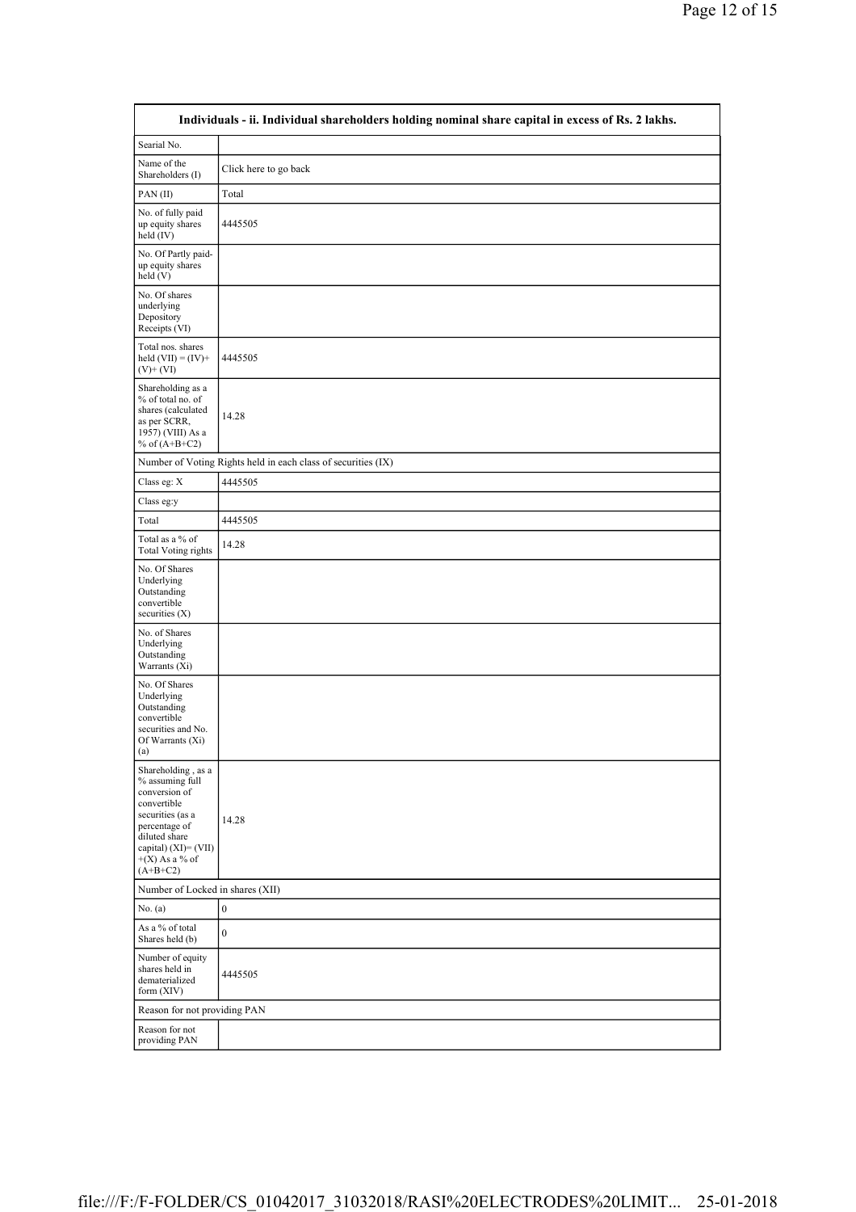| Individuals - ii. Individual shareholders holding nominal share capital in excess of Rs. 2 lakhs. | |
|---|---|
| Searial No. | |
| Name of the Shareholders (I) | Click here to go back |
| PAN (II) | Total |
| No. of fully paid up equity shares held (IV) | 4445505 |
| No. Of Partly paid-up equity shares held (V) | |
| No. Of shares underlying Depository Receipts (VI) | |
| Total nos. shares held (VII) = (IV)+ (V)+ (VI) | 4445505 |
| Shareholding as a % of total no. of shares (calculated as per SCRR, 1957) (VIII) As a % of (A+B+C2) | 14.28 |
| Number of Voting Rights held in each class of securities (IX) | |
| Class eg: X | 4445505 |
| Class eg:y | |
| Total | 4445505 |
| Total as a % of Total Voting rights | 14.28 |
| No. Of Shares Underlying Outstanding convertible securities (X) | |
| No. of Shares Underlying Outstanding Warrants (Xi) | |
| No. Of Shares Underlying Outstanding convertible securities and No. Of Warrants (Xi) (a) | |
| Shareholding , as a % assuming full conversion of convertible securities (as a percentage of diluted share capital) (XI)= (VII)+(X) As a % of (A+B+C2) | 14.28 |
| Number of Locked in shares (XII) | |
| No. (a) | 0 |
| As a % of total Shares held (b) | 0 |
| Number of equity shares held in dematerialized form (XIV) | 4445505 |
| Reason for not providing PAN | |
| Reason for not providing PAN | |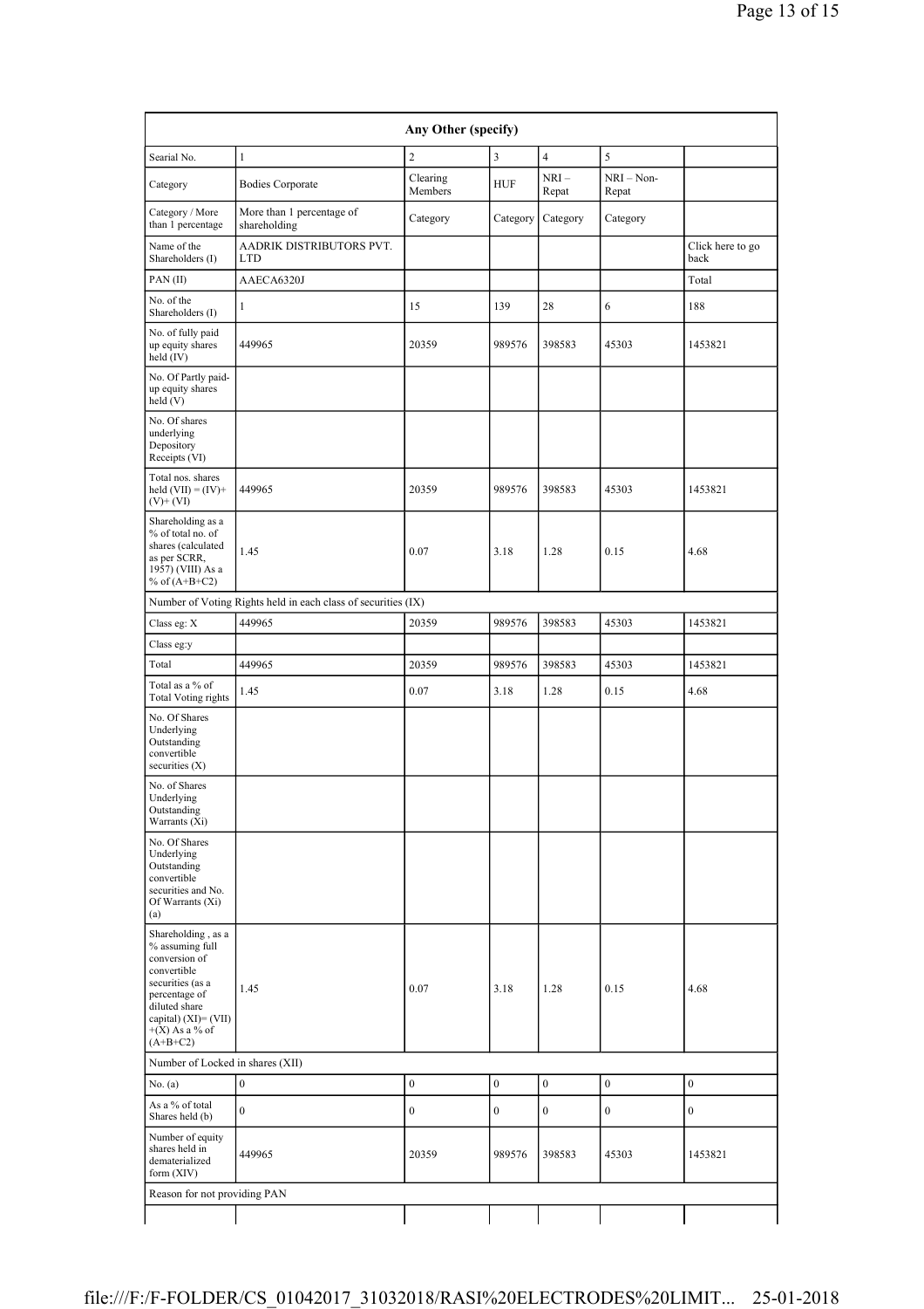| Any Other (specify) | | | | | | |
|---|---|---|---|---|---|---|
| Searial No. | 1 | 2 | 3 | 4 | 5 | |
| Category | Bodies Corporate | Clearing Members | HUF | NRI – Repat | NRI – Non-Repat | |
| Category / More than 1 percentage | More than 1 percentage of shareholding | Category | Category | Category | Category | |
| Name of the Shareholders (I) | AADRIK DISTRIBUTORS PVT. LTD | | | | | Click here to go back |
| PAN (II) | AAECA6320J | | | | | Total |
| No. of the Shareholders (I) | 1 | 15 | 139 | 28 | 6 | 188 |
| No. of fully paid up equity shares held (IV) | 449965 | 20359 | 989576 | 398583 | 45303 | 1453821 |
| No. Of Partly paid-up equity shares held (V) | | | | | | |
| No. Of shares underlying Depository Receipts (VI) | | | | | | |
| Total nos. shares held (VII) = (IV)+(V)+ (VI) | 449965 | 20359 | 989576 | 398583 | 45303 | 1453821 |
| Shareholding as a % of total no. of shares (calculated as per SCRR, 1957) (VIII) As a % of (A+B+C2) | 1.45 | 0.07 | 3.18 | 1.28 | 0.15 | 4.68 |
| Number of Voting Rights held in each class of securities (IX) | | | | | | |
| Class eg: X | 449965 | 20359 | 989576 | 398583 | 45303 | 1453821 |
| Class eg:y | | | | | | |
| Total | 449965 | 20359 | 989576 | 398583 | 45303 | 1453821 |
| Total as a % of Total Voting rights | 1.45 | 0.07 | 3.18 | 1.28 | 0.15 | 4.68 |
| No. Of Shares Underlying Outstanding convertible securities (X) | | | | | | |
| No. of Shares Underlying Outstanding Warrants (Xi) | | | | | | |
| No. Of Shares Underlying Outstanding convertible securities and No. Of Warrants (Xi) (a) | | | | | | |
| Shareholding , as a % assuming full conversion of convertible securities (as a percentage of diluted share capital) (XI)= (VII)+(X) As a % of (A+B+C2) | 1.45 | 0.07 | 3.18 | 1.28 | 0.15 | 4.68 |
| Number of Locked in shares (XII) | | | | | | |
| No. (a) | 0 | 0 | 0 | 0 | 0 | 0 |
| As a % of total Shares held (b) | 0 | 0 | 0 | 0 | 0 | 0 |
| Number of equity shares held in dematerialized form (XIV) | 449965 | 20359 | 989576 | 398583 | 45303 | 1453821 |
| Reason for not providing PAN | | | | | | |
| | | | | | | |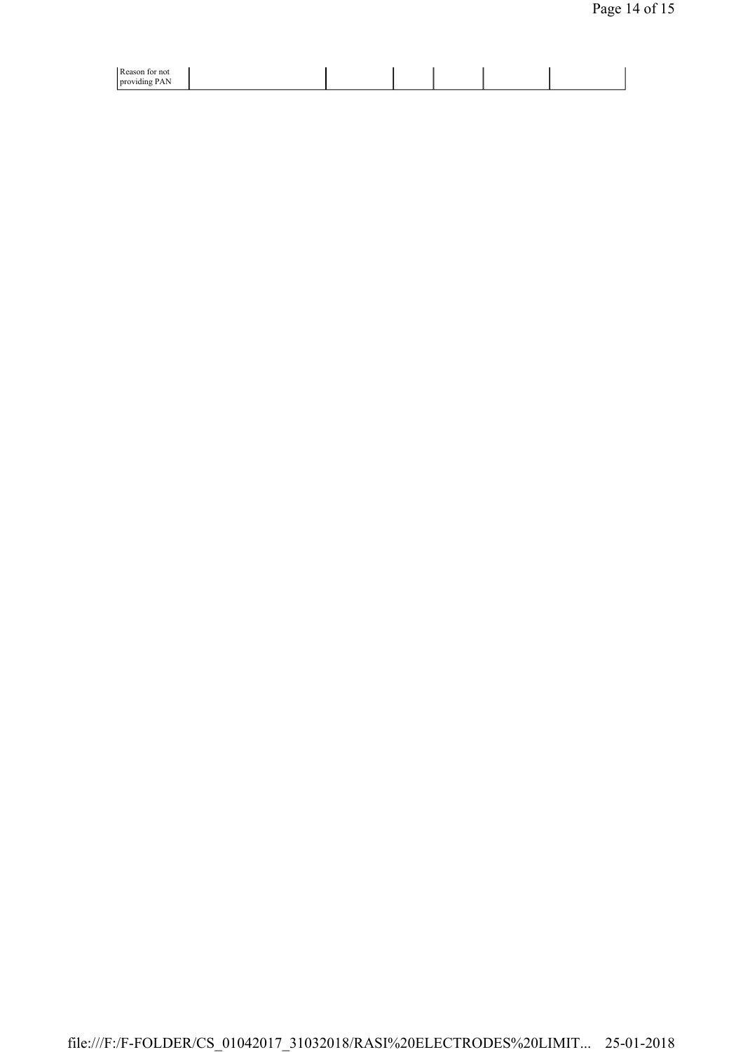| Reason for not providing PAN | | | | | | |
|---|---|---|---|---|---|---|